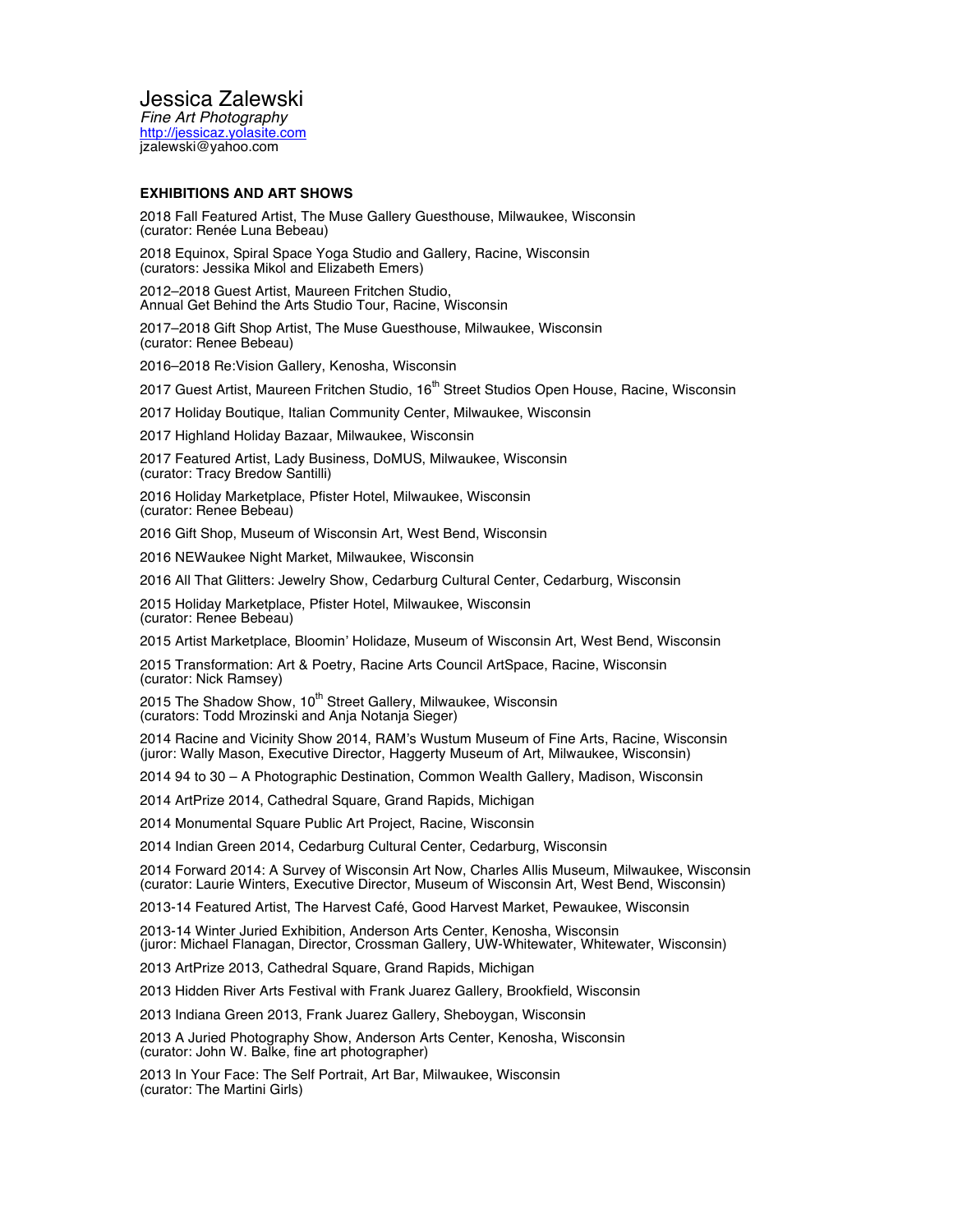# Jessica Zalewski

*Fine Art Photography*
[http://jessicaz.yolasite.com](http://jessicaz.yolasite.com)
jzalewski@yahoo.com

**EXHIBITIONS AND ART SHOWS**

2018 Fall Featured Artist, The Muse Gallery Guesthouse, Milwaukee, Wisconsin
(curator: Renée Luna Bebeau)

2018 Equinox, Spiral Space Yoga Studio and Gallery, Racine, Wisconsin
(curators: Jessika Mikol and Elizabeth Emers)

2012–2018 Guest Artist, Maureen Fritchen Studio,
Annual Get Behind the Arts Studio Tour, Racine, Wisconsin

2017–2018 Gift Shop Artist, The Muse Guesthouse, Milwaukee, Wisconsin
(curator: Renee Bebeau)

2016–2018 Re:Vision Gallery, Kenosha, Wisconsin

2017 Guest Artist, Maureen Fritchen Studio, 16th Street Studios Open House, Racine, Wisconsin

2017 Holiday Boutique, Italian Community Center, Milwaukee, Wisconsin

2017 Highland Holiday Bazaar, Milwaukee, Wisconsin

2017 Featured Artist, Lady Business, DoMUS, Milwaukee, Wisconsin
(curator: Tracy Bredow Santilli)

2016 Holiday Marketplace, Pfister Hotel, Milwaukee, Wisconsin
(curator: Renee Bebeau)

2016 Gift Shop, Museum of Wisconsin Art, West Bend, Wisconsin

2016 NEWaukee Night Market, Milwaukee, Wisconsin

2016 All That Glitters: Jewelry Show, Cedarburg Cultural Center, Cedarburg, Wisconsin

2015 Holiday Marketplace, Pfister Hotel, Milwaukee, Wisconsin
(curator: Renee Bebeau)

2015 Artist Marketplace, Bloomin' Holidaze, Museum of Wisconsin Art, West Bend, Wisconsin

2015 Transformation: Art & Poetry, Racine Arts Council ArtSpace, Racine, Wisconsin
(curator: Nick Ramsey)

2015 The Shadow Show, 10th Street Gallery, Milwaukee, Wisconsin
(curators: Todd Mrozinski and Anja Notanja Sieger)

2014 Racine and Vicinity Show 2014, RAM's Wustum Museum of Fine Arts, Racine, Wisconsin
(juror: Wally Mason, Executive Director, Haggerty Museum of Art, Milwaukee, Wisconsin)

2014 94 to 30 – A Photographic Destination, Common Wealth Gallery, Madison, Wisconsin

2014 ArtPrize 2014, Cathedral Square, Grand Rapids, Michigan

2014 Monumental Square Public Art Project, Racine, Wisconsin

2014 Indian Green 2014, Cedarburg Cultural Center, Cedarburg, Wisconsin

2014 Forward 2014: A Survey of Wisconsin Art Now, Charles Allis Museum, Milwaukee, Wisconsin
(curator: Laurie Winters, Executive Director, Museum of Wisconsin Art, West Bend, Wisconsin)

2013-14 Featured Artist, The Harvest Café, Good Harvest Market, Pewaukee, Wisconsin

2013-14 Winter Juried Exhibition, Anderson Arts Center, Kenosha, Wisconsin
(juror: Michael Flanagan, Director, Crossman Gallery, UW-Whitewater, Whitewater, Wisconsin)

2013 ArtPrize 2013, Cathedral Square, Grand Rapids, Michigan

2013 Hidden River Arts Festival with Frank Juarez Gallery, Brookfield, Wisconsin

2013 Indiana Green 2013, Frank Juarez Gallery, Sheboygan, Wisconsin

2013 A Juried Photography Show, Anderson Arts Center, Kenosha, Wisconsin
(curator: John W. Balke, fine art photographer)

2013 In Your Face: The Self Portrait, Art Bar, Milwaukee, Wisconsin
(curator: The Martini Girls)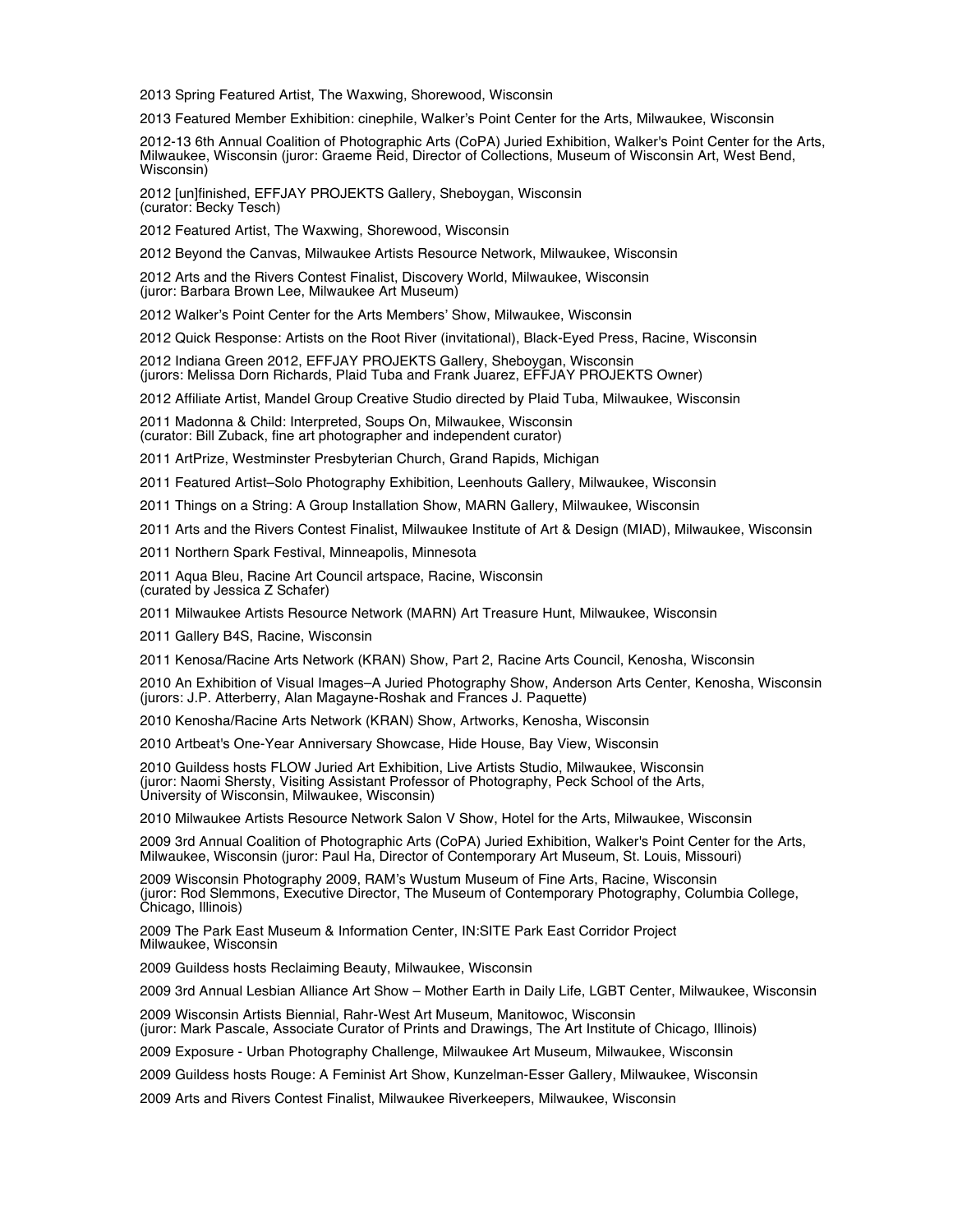2013 Spring Featured Artist, The Waxwing, Shorewood, Wisconsin

2013 Featured Member Exhibition: cinephile, Walker's Point Center for the Arts, Milwaukee, Wisconsin

2012-13 6th Annual Coalition of Photographic Arts (CoPA) Juried Exhibition, Walker's Point Center for the Arts, Milwaukee, Wisconsin (juror: Graeme Reid, Director of Collections, Museum of Wisconsin Art, West Bend, Wisconsin)

2012 [un]finished, EFFJAY PROJEKTS Gallery, Sheboygan, Wisconsin
(curator: Becky Tesch)

2012 Featured Artist, The Waxwing, Shorewood, Wisconsin

2012 Beyond the Canvas, Milwaukee Artists Resource Network, Milwaukee, Wisconsin

2012 Arts and the Rivers Contest Finalist, Discovery World, Milwaukee, Wisconsin
(juror: Barbara Brown Lee, Milwaukee Art Museum)

2012 Walker's Point Center for the Arts Members' Show, Milwaukee, Wisconsin

2012 Quick Response: Artists on the Root River (invitational), Black-Eyed Press, Racine, Wisconsin

2012 Indiana Green 2012, EFFJAY PROJEKTS Gallery, Sheboygan, Wisconsin
(jurors: Melissa Dorn Richards, Plaid Tuba and Frank Juarez, EFFJAY PROJEKTS Owner)

2012 Affiliate Artist, Mandel Group Creative Studio directed by Plaid Tuba, Milwaukee, Wisconsin

2011 Madonna & Child: Interpreted, Soups On, Milwaukee, Wisconsin
(curator: Bill Zuback, fine art photographer and independent curator)

2011 ArtPrize, Westminster Presbyterian Church, Grand Rapids, Michigan

2011 Featured Artist–Solo Photography Exhibition, Leenhouts Gallery, Milwaukee, Wisconsin

2011 Things on a String: A Group Installation Show, MARN Gallery, Milwaukee, Wisconsin

2011 Arts and the Rivers Contest Finalist, Milwaukee Institute of Art & Design (MIAD), Milwaukee, Wisconsin

2011 Northern Spark Festival, Minneapolis, Minnesota

2011 Aqua Bleu, Racine Art Council artspace, Racine, Wisconsin
(curated by Jessica Z Schafer)

2011 Milwaukee Artists Resource Network (MARN) Art Treasure Hunt, Milwaukee, Wisconsin

2011 Gallery B4S, Racine, Wisconsin

2011 Kenosa/Racine Arts Network (KRAN) Show, Part 2, Racine Arts Council, Kenosha, Wisconsin

2010 An Exhibition of Visual Images–A Juried Photography Show, Anderson Arts Center, Kenosha, Wisconsin
(jurors: J.P. Atterberry, Alan Magayne-Roshak and Frances J. Paquette)

2010 Kenosha/Racine Arts Network (KRAN) Show, Artworks, Kenosha, Wisconsin

2010 Artbeat's One-Year Anniversary Showcase, Hide House, Bay View, Wisconsin

2010 Guildess hosts FLOW Juried Art Exhibition, Live Artists Studio, Milwaukee, Wisconsin
(juror: Naomi Shersty, Visiting Assistant Professor of Photography, Peck School of the Arts, University of Wisconsin, Milwaukee, Wisconsin)

2010 Milwaukee Artists Resource Network Salon V Show, Hotel for the Arts, Milwaukee, Wisconsin

2009 3rd Annual Coalition of Photographic Arts (CoPA) Juried Exhibition, Walker's Point Center for the Arts, Milwaukee, Wisconsin (juror: Paul Ha, Director of Contemporary Art Museum, St. Louis, Missouri)

2009 Wisconsin Photography 2009, RAM's Wustum Museum of Fine Arts, Racine, Wisconsin
(juror: Rod Slemmons, Executive Director, The Museum of Contemporary Photography, Columbia College, Chicago, Illinois)

2009 The Park East Museum & Information Center, IN:SITE Park East Corridor Project
Milwaukee, Wisconsin

2009 Guildess hosts Reclaiming Beauty, Milwaukee, Wisconsin

2009 3rd Annual Lesbian Alliance Art Show – Mother Earth in Daily Life, LGBT Center, Milwaukee, Wisconsin

2009 Wisconsin Artists Biennial, Rahr-West Art Museum, Manitowoc, Wisconsin
(juror: Mark Pascale, Associate Curator of Prints and Drawings, The Art Institute of Chicago, Illinois)

2009 Exposure - Urban Photography Challenge, Milwaukee Art Museum, Milwaukee, Wisconsin

2009 Guildess hosts Rouge: A Feminist Art Show, Kunzelman-Esser Gallery, Milwaukee, Wisconsin

2009 Arts and Rivers Contest Finalist, Milwaukee Riverkeepers, Milwaukee, Wisconsin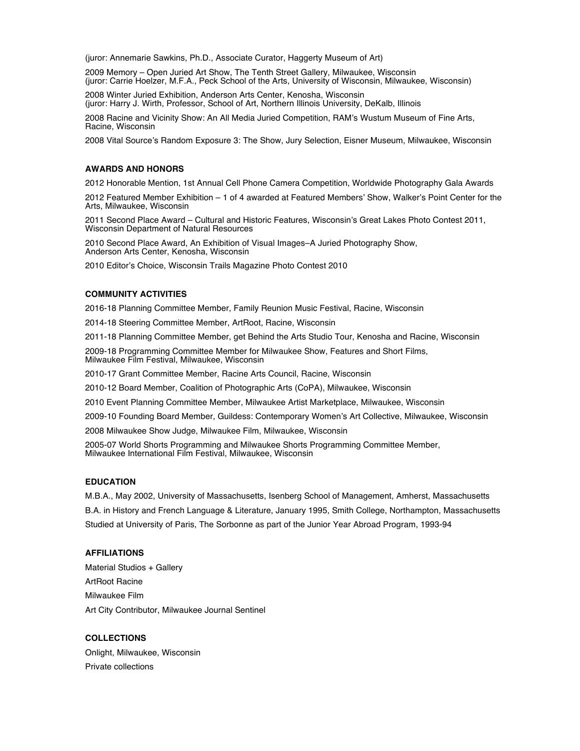(juror: Annemarie Sawkins, Ph.D., Associate Curator, Haggerty Museum of Art)

2009 Memory – Open Juried Art Show, The Tenth Street Gallery, Milwaukee, Wisconsin
(juror: Carrie Hoelzer, M.F.A., Peck School of the Arts, University of Wisconsin, Milwaukee, Wisconsin)

2008 Winter Juried Exhibition, Anderson Arts Center, Kenosha, Wisconsin
(juror: Harry J. Wirth, Professor, School of Art, Northern Illinois University, DeKalb, Illinois

2008 Racine and Vicinity Show: An All Media Juried Competition, RAM's Wustum Museum of Fine Arts, Racine, Wisconsin

2008 Vital Source's Random Exposure 3: The Show, Jury Selection, Eisner Museum, Milwaukee, Wisconsin

#### AWARDS AND HONORS

2012 Honorable Mention, 1st Annual Cell Phone Camera Competition, Worldwide Photography Gala Awards

2012 Featured Member Exhibition – 1 of 4 awarded at Featured Members' Show, Walker's Point Center for the Arts, Milwaukee, Wisconsin

2011 Second Place Award – Cultural and Historic Features, Wisconsin's Great Lakes Photo Contest 2011, Wisconsin Department of Natural Resources

2010 Second Place Award, An Exhibition of Visual Images–A Juried Photography Show, Anderson Arts Center, Kenosha, Wisconsin

2010 Editor's Choice, Wisconsin Trails Magazine Photo Contest 2010

#### COMMUNITY ACTIVITIES

2016-18 Planning Committee Member, Family Reunion Music Festival, Racine, Wisconsin

2014-18 Steering Committee Member, ArtRoot, Racine, Wisconsin

2011-18 Planning Committee Member, get Behind the Arts Studio Tour, Kenosha and Racine, Wisconsin

2009-18 Programming Committee Member for Milwaukee Show, Features and Short Films, Milwaukee Film Festival, Milwaukee, Wisconsin

2010-17 Grant Committee Member, Racine Arts Council, Racine, Wisconsin

2010-12 Board Member, Coalition of Photographic Arts (CoPA), Milwaukee, Wisconsin

2010 Event Planning Committee Member, Milwaukee Artist Marketplace, Milwaukee, Wisconsin

2009-10 Founding Board Member, Guildess: Contemporary Women's Art Collective, Milwaukee, Wisconsin

2008 Milwaukee Show Judge, Milwaukee Film, Milwaukee, Wisconsin

2005-07 World Shorts Programming and Milwaukee Shorts Programming Committee Member, Milwaukee International Film Festival, Milwaukee, Wisconsin

#### EDUCATION

M.B.A., May 2002, University of Massachusetts, Isenberg School of Management, Amherst, Massachusetts

B.A. in History and French Language & Literature, January 1995, Smith College, Northampton, Massachusetts

Studied at University of Paris, The Sorbonne as part of the Junior Year Abroad Program, 1993-94

#### AFFILIATIONS

Material Studios + Gallery

ArtRoot Racine

Milwaukee Film

Art City Contributor, Milwaukee Journal Sentinel

#### COLLECTIONS

Onlight, Milwaukee, Wisconsin

Private collections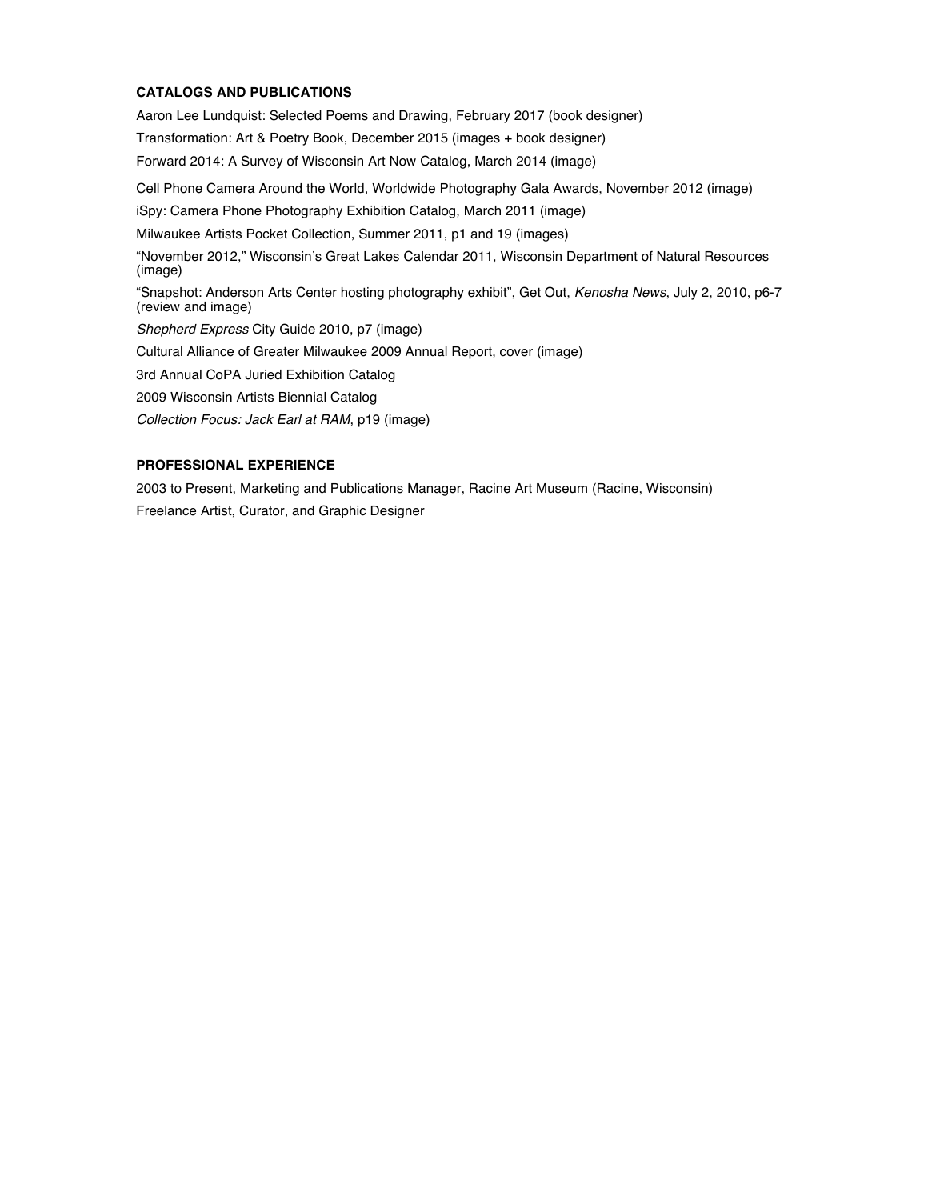### CATALOGS AND PUBLICATIONS

Aaron Lee Lundquist: Selected Poems and Drawing, February 2017 (book designer)

Transformation: Art & Poetry Book, December 2015 (images + book designer)

Forward 2014: A Survey of Wisconsin Art Now Catalog, March 2014 (image)

Cell Phone Camera Around the World, Worldwide Photography Gala Awards, November 2012 (image)

iSpy: Camera Phone Photography Exhibition Catalog, March 2011 (image)

Milwaukee Artists Pocket Collection, Summer 2011, p1 and 19 (images)

“November 2012,” Wisconsin’s Great Lakes Calendar 2011, Wisconsin Department of Natural Resources (image)

“Snapshot: Anderson Arts Center hosting photography exhibit”, Get Out, *Kenosha News*, July 2, 2010, p6-7 (review and image)

*Shepherd Express* City Guide 2010, p7 (image)

Cultural Alliance of Greater Milwaukee 2009 Annual Report, cover (image)

3rd Annual CoPA Juried Exhibition Catalog

2009 Wisconsin Artists Biennial Catalog

*Collection Focus: Jack Earl at RAM*, p19 (image)

### PROFESSIONAL EXPERIENCE

2003 to Present, Marketing and Publications Manager, Racine Art Museum (Racine, Wisconsin)

Freelance Artist, Curator, and Graphic Designer